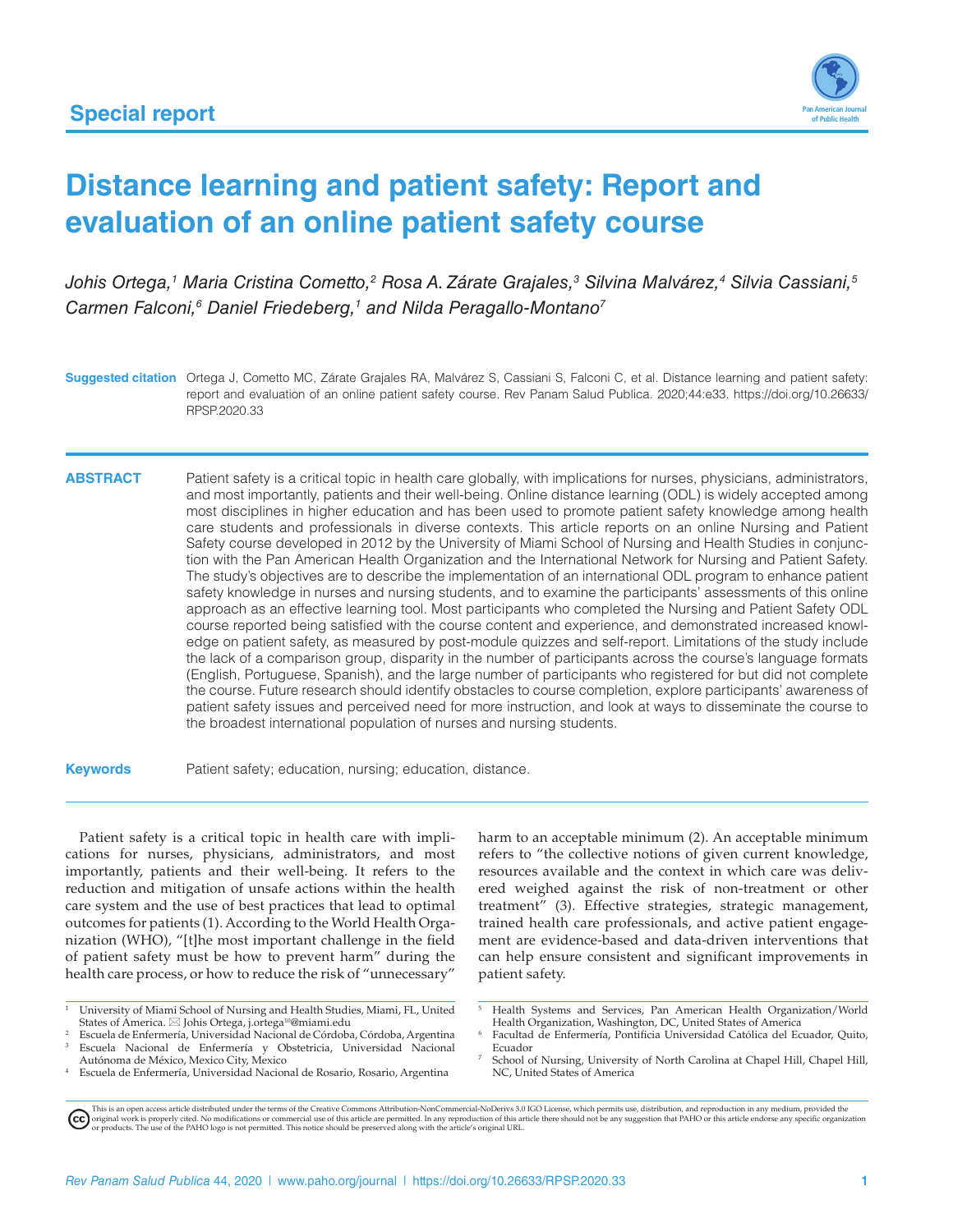Special report

# Distance learning and patient safety: Report and evaluation of an online patient safety course

*Johis Ortega,[1] Maria Cristina Cometto,[2] Rosa A. Zárate Grajales,[3] Silvina Malvárez,[4] Silvia Cassiani,[5] Carmen Falconi,[6] Daniel Friedeberg,[1] and Nilda Peragallo-Montano[7]*

**Suggested citation** Ortega J, Cometto MC, Zárate Grajales RA, Malvárez S, Cassiani S, Falconi C, et al. Distance learning and patient safety: report and evaluation of an online patient safety course. Rev Panam Salud Publica. 2020;44:e33. https://doi.org/10.26633/RPSP.2020.33

**ABSTRACT** Patient safety is a critical topic in health care globally, with implications for nurses, physicians, administrators, and most importantly, patients and their well-being. Online distance learning (ODL) is widely accepted among most disciplines in higher education and has been used to promote patient safety knowledge among health care students and professionals in diverse contexts. This article reports on an online Nursing and Patient Safety course developed in 2012 by the University of Miami School of Nursing and Health Studies in conjunction with the Pan American Health Organization and the International Network for Nursing and Patient Safety. The study's objectives are to describe the implementation of an international ODL program to enhance patient safety knowledge in nurses and nursing students, and to examine the participants' assessments of this online approach as an effective learning tool. Most participants who completed the Nursing and Patient Safety ODL course reported being satisfied with the course content and experience, and demonstrated increased knowledge on patient safety, as measured by post-module quizzes and self-report. Limitations of the study include the lack of a comparison group, disparity in the number of participants across the course's language formats (English, Portuguese, Spanish), and the large number of participants who registered for but did not complete the course. Future research should identify obstacles to course completion, explore participants' awareness of patient safety issues and perceived need for more instruction, and look at ways to disseminate the course to the broadest international population of nurses and nursing students.

**Keywords** Patient safety; education, nursing; education, distance.

---

Patient safety is a critical topic in health care with implications for nurses, physicians, administrators, and most importantly, patients and their well-being. It refers to the reduction and mitigation of unsafe actions within the health care system and the use of best practices that lead to optimal outcomes for patients (1). According to the World Health Organization (WHO), "[t]he most important challenge in the field of patient safety must be how to prevent harm" during the health care process, or how to reduce the risk of "unnecessary" harm to an acceptable minimum (2). An acceptable minimum refers to "the collective notions of given current knowledge, resources available and the context in which care was delivered weighed against the risk of non-treatment or other treatment" (3). Effective strategies, strategic management, trained health care professionals, and active patient engagement are evidence-based and data-driven interventions that can help ensure consistent and significant improvements in patient safety.

---

[1] University of Miami School of Nursing and Health Studies, Miami, FL, United States of America. ✉ Johis Ortega, j.ortega[10]@miami.edu

[2] Escuela de Enfermería, Universidad Nacional de Córdoba, Córdoba, Argentina

[3] Escuela Nacional de Enfermería y Obstetricia, Universidad Nacional Autónoma de México, Mexico City, Mexico

[4] Escuela de Enfermería, Universidad Nacional de Rosario, Rosario, Argentina

[5] Health Systems and Services, Pan American Health Organization/World Health Organization, Washington, DC, United States of America

[6] Facultad de Enfermería, Pontificia Universidad Católica del Ecuador, Quito, Ecuador

[7] School of Nursing, University of North Carolina at Chapel Hill, Chapel Hill, NC, United States of America

This is an open access article distributed under the terms of the Creative Commons Attribution-NonCommercial-NoDerivs 3.0 IGO License, which permits use, distribution, and reproduction in any medium, provided the original work is properly cited. No modifications or commercial use of this article are permitted. In any reproduction of this article there should not be any suggestion that PAHO or this article endorse any specific organization or products. The use of the PAHO logo is not permitted. This notice should be preserved along with the article's original URL.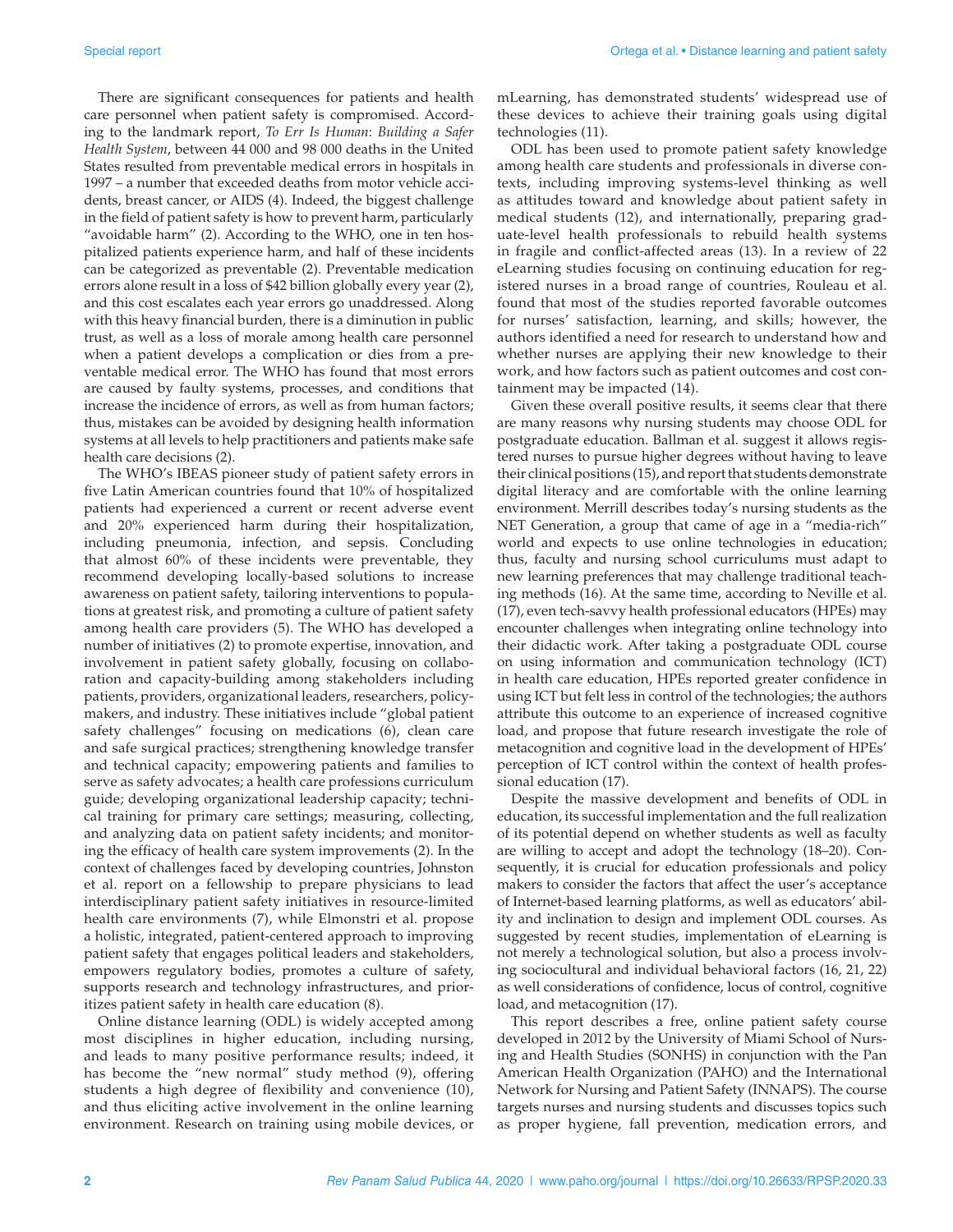There are significant consequences for patients and health care personnel when patient safety is compromised. According to the landmark report, *To Err Is Human: Building a Safer Health System*, between 44 000 and 98 000 deaths in the United States resulted from preventable medical errors in hospitals in 1997 – a number that exceeded deaths from motor vehicle accidents, breast cancer, or AIDS (4). Indeed, the biggest challenge in the field of patient safety is how to prevent harm, particularly "avoidable harm" (2). According to the WHO, one in ten hospitalized patients experience harm, and half of these incidents can be categorized as preventable (2). Preventable medication errors alone result in a loss of $42 billion globally every year (2), and this cost escalates each year errors go unaddressed. Along with this heavy financial burden, there is a diminution in public trust, as well as a loss of morale among health care personnel when a patient develops a complication or dies from a preventable medical error. The WHO has found that most errors are caused by faulty systems, processes, and conditions that increase the incidence of errors, as well as from human factors; thus, mistakes can be avoided by designing health information systems at all levels to help practitioners and patients make safe health care decisions (2).

The WHO's IBEAS pioneer study of patient safety errors in five Latin American countries found that 10% of hospitalized patients had experienced a current or recent adverse event and 20% experienced harm during their hospitalization, including pneumonia, infection, and sepsis. Concluding that almost 60% of these incidents were preventable, they recommend developing locally-based solutions to increase awareness on patient safety, tailoring interventions to populations at greatest risk, and promoting a culture of patient safety among health care providers (5). The WHO has developed a number of initiatives (2) to promote expertise, innovation, and involvement in patient safety globally, focusing on collaboration and capacity-building among stakeholders including patients, providers, organizational leaders, researchers, policymakers, and industry. These initiatives include "global patient safety challenges" focusing on medications (6), clean care and safe surgical practices; strengthening knowledge transfer and technical capacity; empowering patients and families to serve as safety advocates; a health care professions curriculum guide; developing organizational leadership capacity; technical training for primary care settings; measuring, collecting, and analyzing data on patient safety incidents; and monitoring the efficacy of health care system improvements (2). In the context of challenges faced by developing countries, Johnston et al. report on a fellowship to prepare physicians to lead interdisciplinary patient safety initiatives in resource-limited health care environments (7), while Elmonstri et al. propose a holistic, integrated, patient-centered approach to improving patient safety that engages political leaders and stakeholders, empowers regulatory bodies, promotes a culture of safety, supports research and technology infrastructures, and prioritizes patient safety in health care education (8).

Online distance learning (ODL) is widely accepted among most disciplines in higher education, including nursing, and leads to many positive performance results; indeed, it has become the "new normal" study method (9), offering students a high degree of flexibility and convenience (10), and thus eliciting active involvement in the online learning environment. Research on training using mobile devices, or mLearning, has demonstrated students' widespread use of these devices to achieve their training goals using digital technologies (11).

ODL has been used to promote patient safety knowledge among health care students and professionals in diverse contexts, including improving systems-level thinking as well as attitudes toward and knowledge about patient safety in medical students (12), and internationally, preparing graduate-level health professionals to rebuild health systems in fragile and conflict-affected areas (13). In a review of 22 eLearning studies focusing on continuing education for registered nurses in a broad range of countries, Rouleau et al. found that most of the studies reported favorable outcomes for nurses' satisfaction, learning, and skills; however, the authors identified a need for research to understand how and whether nurses are applying their new knowledge to their work, and how factors such as patient outcomes and cost containment may be impacted (14).

Given these overall positive results, it seems clear that there are many reasons why nursing students may choose ODL for postgraduate education. Ballman et al. suggest it allows registered nurses to pursue higher degrees without having to leave their clinical positions (15), and report that students demonstrate digital literacy and are comfortable with the online learning environment. Merrill describes today's nursing students as the NET Generation, a group that came of age in a "media-rich" world and expects to use online technologies in education; thus, faculty and nursing school curriculums must adapt to new learning preferences that may challenge traditional teaching methods (16). At the same time, according to Neville et al. (17), even tech-savvy health professional educators (HPEs) may encounter challenges when integrating online technology into their didactic work. After taking a postgraduate ODL course on using information and communication technology (ICT) in health care education, HPEs reported greater confidence in using ICT but felt less in control of the technologies; the authors attribute this outcome to an experience of increased cognitive load, and propose that future research investigate the role of metacognition and cognitive load in the development of HPEs' perception of ICT control within the context of health professional education (17).

Despite the massive development and benefits of ODL in education, its successful implementation and the full realization of its potential depend on whether students as well as faculty are willing to accept and adopt the technology (18–20). Consequently, it is crucial for education professionals and policy makers to consider the factors that affect the user's acceptance of Internet-based learning platforms, as well as educators' ability and inclination to design and implement ODL courses. As suggested by recent studies, implementation of eLearning is not merely a technological solution, but also a process involving sociocultural and individual behavioral factors (16, 21, 22) as well considerations of confidence, locus of control, cognitive load, and metacognition (17).

This report describes a free, online patient safety course developed in 2012 by the University of Miami School of Nursing and Health Studies (SONHS) in conjunction with the Pan American Health Organization (PAHO) and the International Network for Nursing and Patient Safety (INNAPS). The course targets nurses and nursing students and discusses topics such as proper hygiene, fall prevention, medication errors, and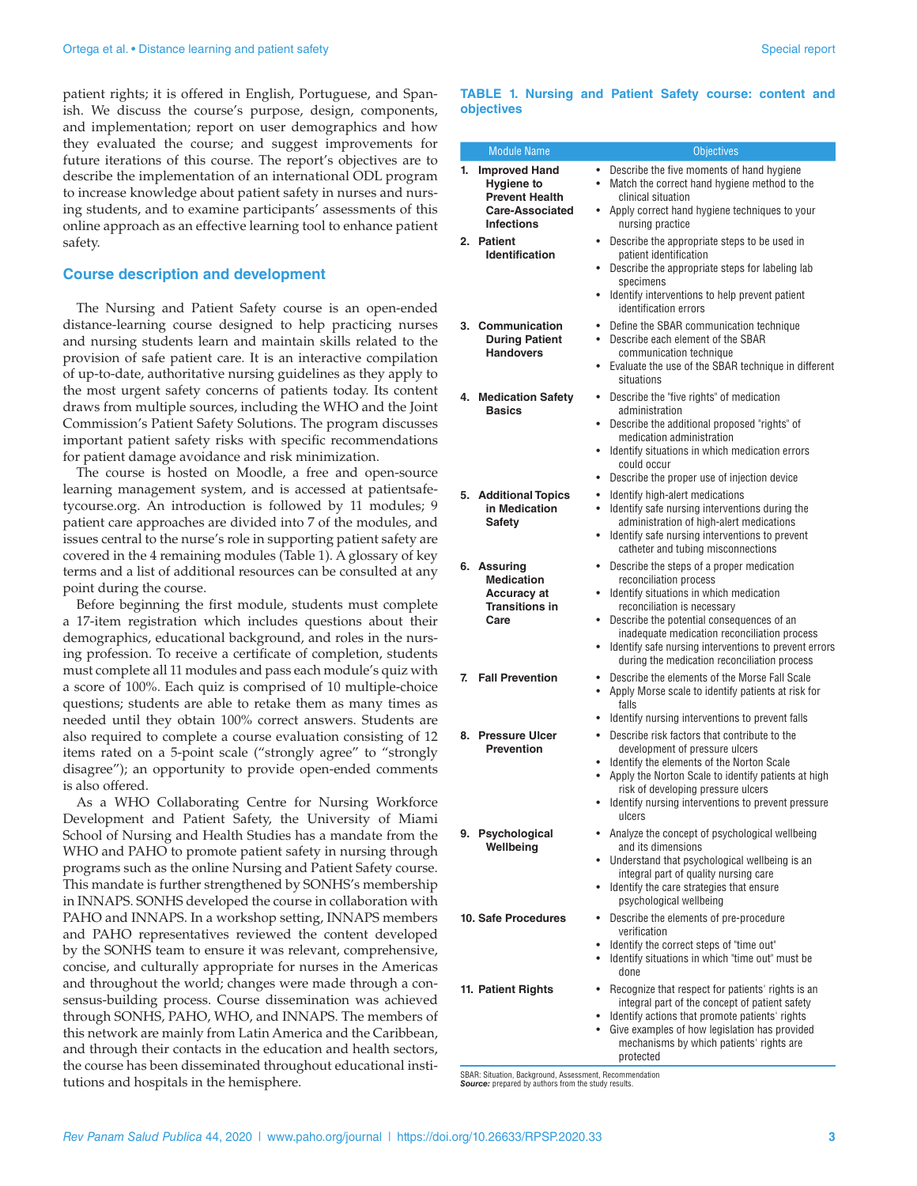patient rights; it is offered in English, Portuguese, and Spanish. We discuss the course's purpose, design, components, and implementation; report on user demographics and how they evaluated the course; and suggest improvements for future iterations of this course. The report's objectives are to describe the implementation of an international ODL program to increase knowledge about patient safety in nurses and nursing students, and to examine participants' assessments of this online approach as an effective learning tool to enhance patient safety.

## Course description and development

The Nursing and Patient Safety course is an open-ended distance-learning course designed to help practicing nurses and nursing students learn and maintain skills related to the provision of safe patient care. It is an interactive compilation of up-to-date, authoritative nursing guidelines as they apply to the most urgent safety concerns of patients today. Its content draws from multiple sources, including the WHO and the Joint Commission's Patient Safety Solutions. The program discusses important patient safety risks with specific recommendations for patient damage avoidance and risk minimization.

The course is hosted on Moodle, a free and open-source learning management system, and is accessed at patientsafetycourse.org. An introduction is followed by 11 modules; 9 patient care approaches are divided into 7 of the modules, and issues central to the nurse's role in supporting patient safety are covered in the 4 remaining modules (Table 1). A glossary of key terms and a list of additional resources can be consulted at any point during the course.

Before beginning the first module, students must complete a 17-item registration which includes questions about their demographics, educational background, and roles in the nursing profession. To receive a certificate of completion, students must complete all 11 modules and pass each module's quiz with a score of 100%. Each quiz is comprised of 10 multiple-choice questions; students are able to retake them as many times as needed until they obtain 100% correct answers. Students are also required to complete a course evaluation consisting of 12 items rated on a 5-point scale ("strongly agree" to "strongly disagree"); an opportunity to provide open-ended comments is also offered.

As a WHO Collaborating Centre for Nursing Workforce Development and Patient Safety, the University of Miami School of Nursing and Health Studies has a mandate from the WHO and PAHO to promote patient safety in nursing through programs such as the online Nursing and Patient Safety course. This mandate is further strengthened by SONHS's membership in INNAPS. SONHS developed the course in collaboration with PAHO and INNAPS. In a workshop setting, INNAPS members and PAHO representatives reviewed the content developed by the SONHS team to ensure it was relevant, comprehensive, concise, and culturally appropriate for nurses in the Americas and throughout the world; changes were made through a consensus-building process. Course dissemination was achieved through SONHS, PAHO, WHO, and INNAPS. The members of this network are mainly from Latin America and the Caribbean, and through their contacts in the education and health sectors, the course has been disseminated throughout educational institutions and hospitals in the hemisphere.

**TABLE 1. Nursing and Patient Safety course: content and objectives**

| Module Name | Objectives |
|---|---|
| **1. Improved Hand Hygiene to Prevent Health Care-Associated Infections** | • Describe the five moments of hand hygiene<br>• Match the correct hand hygiene method to the clinical situation<br>• Apply correct hand hygiene techniques to your nursing practice |
| **2. Patient Identification** | • Describe the appropriate steps to be used in patient identification<br>• Describe the appropriate steps for labeling lab specimens<br>• Identify interventions to help prevent patient identification errors |
| **3. Communication During Patient Handovers** | • Define the SBAR communication technique<br>• Describe each element of the SBAR communication technique<br>• Evaluate the use of the SBAR technique in different situations |
| **4. Medication Safety Basics** | • Describe the "five rights" of medication administration<br>• Describe the additional proposed "rights" of medication administration<br>• Identify situations in which medication errors could occur<br>• Describe the proper use of injection device |
| **5. Additional Topics in Medication Safety** | • Identify high-alert medications<br>• Identify safe nursing interventions during the administration of high-alert medications<br>• Identify safe nursing interventions to prevent catheter and tubing misconnections |
| **6. Assuring Medication Accuracy at Transitions in Care** | • Describe the steps of a proper medication reconciliation process<br>• Identify situations in which medication reconciliation is necessary<br>• Describe the potential consequences of an inadequate medication reconciliation process<br>• Identify safe nursing interventions to prevent errors during the medication reconciliation process |
| **7. Fall Prevention** | • Describe the elements of the Morse Fall Scale<br>• Apply Morse scale to identify patients at risk for falls<br>• Identify nursing interventions to prevent falls |
| **8. Pressure Ulcer Prevention** | • Describe risk factors that contribute to the development of pressure ulcers<br>• Identify the elements of the Norton Scale<br>• Apply the Norton Scale to identify patients at high risk of developing pressure ulcers<br>• Identify nursing interventions to prevent pressure ulcers |
| **9. Psychological Wellbeing** | • Analyze the concept of psychological wellbeing and its dimensions<br>• Understand that psychological wellbeing is an integral part of quality nursing care<br>• Identify the care strategies that ensure psychological wellbeing |
| **10. Safe Procedures** | • Describe the elements of pre-procedure verification<br>• Identify the correct steps of "time out"<br>• Identify situations in which "time out" must be done |
| **11. Patient Rights** | • Recognize that respect for patients' rights is an integral part of the concept of patient safety<br>• Identify actions that promote patients' rights<br>• Give examples of how legislation has provided mechanisms by which patients' rights are protected |

SBAR: Situation, Background, Assessment, Recommendation
***Source:*** prepared by authors from the study results.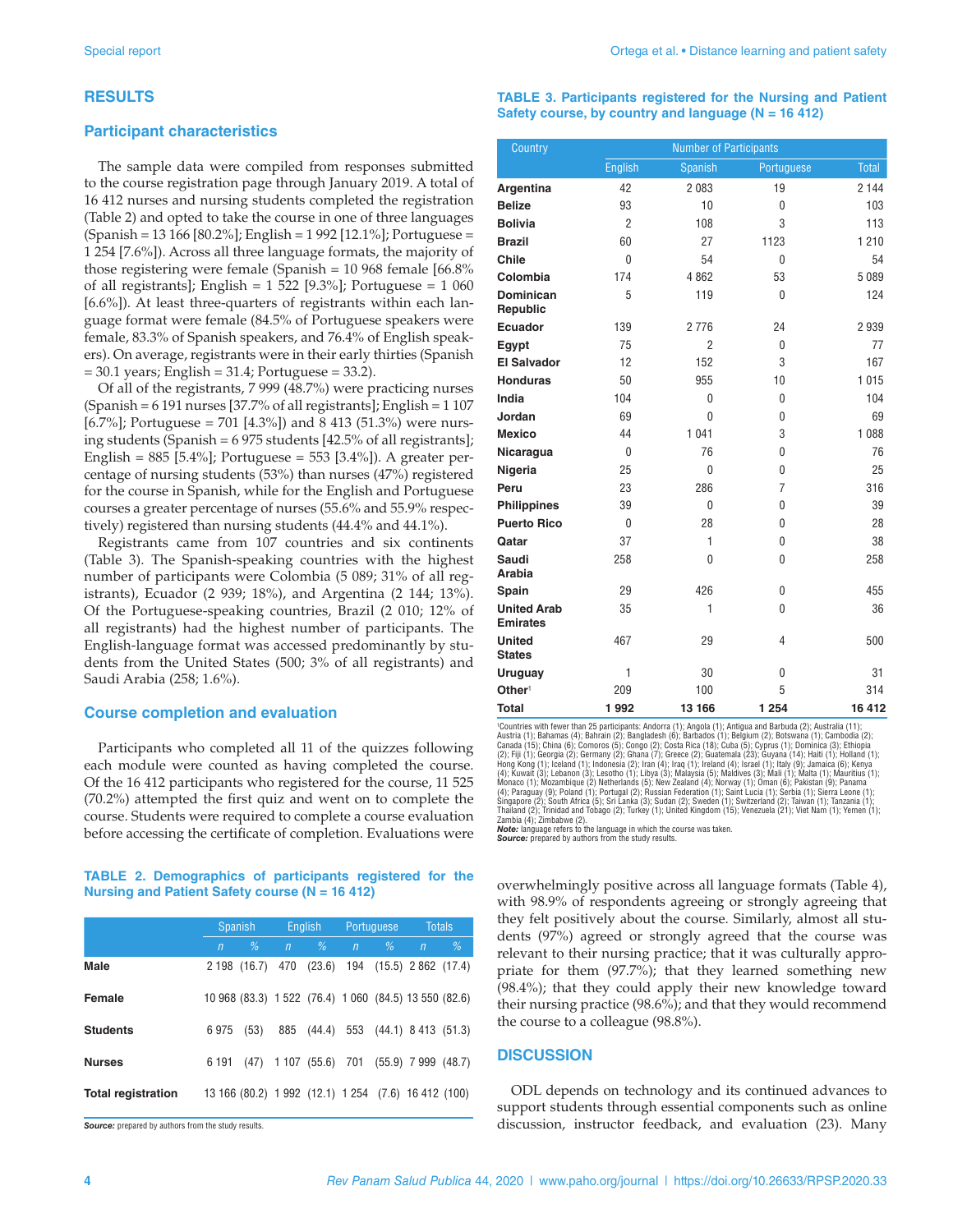## RESULTS

### Participant characteristics

The sample data were compiled from responses submitted to the course registration page through January 2019. A total of 16 412 nurses and nursing students completed the registration (Table 2) and opted to take the course in one of three languages (Spanish = 13 166 [80.2%]; English = 1 992 [12.1%]; Portuguese = 1 254 [7.6%]). Across all three language formats, the majority of those registering were female (Spanish = 10 968 female [66.8% of all registrants]; English = 1 522 [9.3%]; Portuguese = 1 060 [6.6%]). At least three-quarters of registrants within each language format were female (84.5% of Portuguese speakers were female, 83.3% of Spanish speakers, and 76.4% of English speakers). On average, registrants were in their early thirties (Spanish = 30.1 years; English = 31.4; Portuguese = 33.2).

Of all of the registrants, 7 999 (48.7%) were practicing nurses (Spanish = 6 191 nurses [37.7% of all registrants]; English = 1 107 [6.7%]; Portuguese = 701 [4.3%]) and 8 413 (51.3%) were nursing students (Spanish = 6 975 students [42.5% of all registrants]; English = 885 [5.4%]; Portuguese = 553 [3.4%]). A greater percentage of nursing students (53%) than nurses (47%) registered for the course in Spanish, while for the English and Portuguese courses a greater percentage of nurses (55.6% and 55.9% respectively) registered than nursing students (44.4% and 44.1%).

Registrants came from 107 countries and six continents (Table 3). The Spanish-speaking countries with the highest number of participants were Colombia (5 089; 31% of all registrants), Ecuador (2 939; 18%), and Argentina (2 144; 13%). Of the Portuguese-speaking countries, Brazil (2 010; 12% of all registrants) had the highest number of participants. The English-language format was accessed predominantly by students from the United States (500; 3% of all registrants) and Saudi Arabia (258; 1.6%).

### Course completion and evaluation

Participants who completed all 11 of the quizzes following each module were counted as having completed the course. Of the 16 412 participants who registered for the course, 11 525 (70.2%) attempted the first quiz and went on to complete the course. Students were required to complete a course evaluation before accessing the certificate of completion. Evaluations were overwhelmingly positive across all language formats (Table 4), with 98.9% of respondents agreeing or strongly agreeing that they felt positively about the course. Similarly, almost all students (97%) agreed or strongly agreed that the course was relevant to their nursing practice; that it was culturally appropriate for them (97.7%); that they learned something new (98.4%); that they could apply their new knowledge toward their nursing practice (98.6%); and that they would recommend the course to a colleague (98.8%).

**TABLE 2. Demographics of participants registered for the Nursing and Patient Safety course (N = 16 412)**

| | Spanish | | English | | Portuguese | | Totals | |
|---|---|---|---|---|---|---|---|---|
| | *n* | *%* | *n* | *%* | *n* | *%* | *n* | *%* |
| **Male** | 2 198 | (16.7) | 470 | (23.6) | 194 | (15.5) | 2 862 | (17.4) |
| **Female** | 10 968 | (83.3) | 1 522 | (76.4) | 1 060 | (84.5) | 13 550 | (82.6) |
| **Students** | 6 975 | (53) | 885 | (44.4) | 553 | (44.1) | 8 413 | (51.3) |
| **Nurses** | 6 191 | (47) | 1 107 | (55.6) | 701 | (55.9) | 7 999 | (48.7) |
| **Total registration** | 13 166 | (80.2) | 1 992 | (12.1) | 1 254 | (7.6) | 16 412 | (100) |

***Source:*** prepared by authors from the study results.

**TABLE 3. Participants registered for the Nursing and Patient Safety course, by country and language (N = 16 412)**

| Country | Number of Participants | | | |
|---|---|---|---|---|
| | English | Spanish | Portuguese | Total |
| **Argentina** | 42 | 2 083 | 19 | 2 144 |
| **Belize** | 93 | 10 | 0 | 103 |
| **Bolivia** | 2 | 108 | 3 | 113 |
| **Brazil** | 60 | 27 | 1123 | 1 210 |
| **Chile** | 0 | 54 | 0 | 54 |
| **Colombia** | 174 | 4 862 | 53 | 5 089 |
| **Dominican Republic** | 5 | 119 | 0 | 124 |
| **Ecuador** | 139 | 2 776 | 24 | 2 939 |
| **Egypt** | 75 | 2 | 0 | 77 |
| **El Salvador** | 12 | 152 | 3 | 167 |
| **Honduras** | 50 | 955 | 10 | 1 015 |
| **India** | 104 | 0 | 0 | 104 |
| **Jordan** | 69 | 0 | 0 | 69 |
| **Mexico** | 44 | 1 041 | 3 | 1 088 |
| **Nicaragua** | 0 | 76 | 0 | 76 |
| **Nigeria** | 25 | 0 | 0 | 25 |
| **Peru** | 23 | 286 | 7 | 316 |
| **Philippines** | 39 | 0 | 0 | 39 |
| **Puerto Rico** | 0 | 28 | 0 | 28 |
| **Qatar** | 37 | 1 | 0 | 38 |
| **Saudi Arabia** | 258 | 0 | 0 | 258 |
| **Spain** | 29 | 426 | 0 | 455 |
| **United Arab Emirates** | 35 | 1 | 0 | 36 |
| **United States** | 467 | 29 | 4 | 500 |
| **Uruguay** | 1 | 30 | 0 | 31 |
| **Other**[1] | 209 | 100 | 5 | 314 |
| **Total** | **1 992** | **13 166** | **1 254** | **16 412** |

[1]Countries with fewer than 25 participants: Andorra (1); Angola (1); Antigua and Barbuda (2); Australia (11); Austria (1); Bahamas (4); Bahrain (2); Bangladesh (6); Barbados (1); Belgium (2); Botswana (1); Cambodia (2); Canada (15); China (6); Comoros (5); Congo (2); Costa Rica (18); Cuba (5); Cyprus (1); Dominica (3); Ethiopia (2); Fiji (1); Georgia (2); Germany (2); Ghana (7); Greece (2); Guatemala (23); Guyana (14); Haiti (1); Holland (1); Hong Kong (1); Iceland (1); Indonesia (2); Iran (4); Iraq (1); Ireland (4); Israel (1); Italy (9); Jamaica (6); Kenya (4); Kuwait (3); Lebanon (3); Lesotho (1); Libya (3); Malaysia (5); Maldives (3); Mali (1); Malta (1); Mauritius (1); Monaco (1); Mozambique (2) Netherlands (5); New Zealand (4); Norway (1); Oman (6); Pakistan (9); Panama (4); Paraguay (9); Poland (1); Portugal (2); Russian Federation (1); Saint Lucia (1); Serbia (1); Sierra Leone (1); Singapore (2); South Africa (5); Sri Lanka (3); Sudan (2); Sweden (1); Switzerland (2); Taiwan (1); Tanzania (1); Thailand (2); Trinidad and Tobago (2); Turkey (1); United Kingdom (15); Venezuela (21); Viet Nam (1); Yemen (1); Zambia (4); Zimbabwe (2).
***Note:*** language refers to the language in which the course was taken.
***Source:*** prepared by authors from the study results.

## DISCUSSION

ODL depends on technology and its continued advances to support students through essential components such as online discussion, instructor feedback, and evaluation (23). Many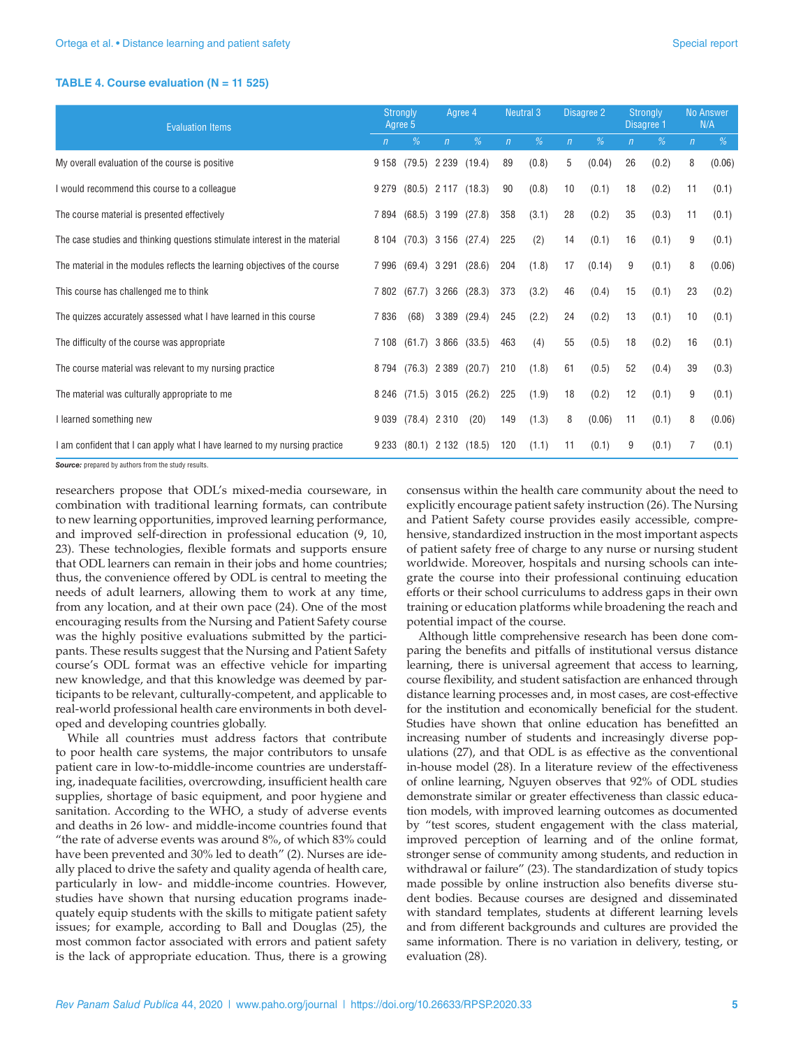**TABLE 4. Course evaluation (N = 11 525)**

| Evaluation Items | Strongly Agree 5 | | Agree 4 | | Neutral 3 | | Disagree 2 | | Strongly Disagree 1 | | No Answer N/A | |
|---|---|---|---|---|---|---|---|---|---|---|---|---|
| | n | % | n | % | n | % | n | % | n | % | n | % |
| My overall evaluation of the course is positive | 9 158 | (79.5) | 2 239 | (19.4) | 89 | (0.8) | 5 | (0.04) | 26 | (0.2) | 8 | (0.06) |
| I would recommend this course to a colleague | 9 279 | (80.5) | 2 117 | (18.3) | 90 | (0.8) | 10 | (0.1) | 18 | (0.2) | 11 | (0.1) |
| The course material is presented effectively | 7 894 | (68.5) | 3 199 | (27.8) | 358 | (3.1) | 28 | (0.2) | 35 | (0.3) | 11 | (0.1) |
| The case studies and thinking questions stimulate interest in the material | 8 104 | (70.3) | 3 156 | (27.4) | 225 | (2) | 14 | (0.1) | 16 | (0.1) | 9 | (0.1) |
| The material in the modules reflects the learning objectives of the course | 7 996 | (69.4) | 3 291 | (28.6) | 204 | (1.8) | 17 | (0.14) | 9 | (0.1) | 8 | (0.06) |
| This course has challenged me to think | 7 802 | (67.7) | 3 266 | (28.3) | 373 | (3.2) | 46 | (0.4) | 15 | (0.1) | 23 | (0.2) |
| The quizzes accurately assessed what I have learned in this course | 7 836 | (68) | 3 389 | (29.4) | 245 | (2.2) | 24 | (0.2) | 13 | (0.1) | 10 | (0.1) |
| The difficulty of the course was appropriate | 7 108 | (61.7) | 3 866 | (33.5) | 463 | (4) | 55 | (0.5) | 18 | (0.2) | 16 | (0.1) |
| The course material was relevant to my nursing practice | 8 794 | (76.3) | 2 389 | (20.7) | 210 | (1.8) | 61 | (0.5) | 52 | (0.4) | 39 | (0.3) |
| The material was culturally appropriate to me | 8 246 | (71.5) | 3 015 | (26.2) | 225 | (1.9) | 18 | (0.2) | 12 | (0.1) | 9 | (0.1) |
| I learned something new | 9 039 | (78.4) | 2 310 | (20) | 149 | (1.3) | 8 | (0.06) | 11 | (0.1) | 8 | (0.06) |
| I am confident that I can apply what I have learned to my nursing practice | 9 233 | (80.1) | 2 132 | (18.5) | 120 | (1.1) | 11 | (0.1) | 9 | (0.1) | 7 | (0.1) |

***Source:*** prepared by authors from the study results.

researchers propose that ODL's mixed-media courseware, in combination with traditional learning formats, can contribute to new learning opportunities, improved learning performance, and improved self-direction in professional education (9, 10, 23). These technologies, flexible formats and supports ensure that ODL learners can remain in their jobs and home countries; thus, the convenience offered by ODL is central to meeting the needs of adult learners, allowing them to work at any time, from any location, and at their own pace (24). One of the most encouraging results from the Nursing and Patient Safety course was the highly positive evaluations submitted by the participants. These results suggest that the Nursing and Patient Safety course's ODL format was an effective vehicle for imparting new knowledge, and that this knowledge was deemed by participants to be relevant, culturally-competent, and applicable to real-world professional health care environments in both developed and developing countries globally.

While all countries must address factors that contribute to poor health care systems, the major contributors to unsafe patient care in low-to-middle-income countries are understaffing, inadequate facilities, overcrowding, insufficient health care supplies, shortage of basic equipment, and poor hygiene and sanitation. According to the WHO, a study of adverse events and deaths in 26 low- and middle-income countries found that "the rate of adverse events was around 8%, of which 83% could have been prevented and 30% led to death" (2). Nurses are ideally placed to drive the safety and quality agenda of health care, particularly in low- and middle-income countries. However, studies have shown that nursing education programs inadequately equip students with the skills to mitigate patient safety issues; for example, according to Ball and Douglas (25), the most common factor associated with errors and patient safety is the lack of appropriate education. Thus, there is a growing consensus within the health care community about the need to explicitly encourage patient safety instruction (26). The Nursing and Patient Safety course provides easily accessible, comprehensive, standardized instruction in the most important aspects of patient safety free of charge to any nurse or nursing student worldwide. Moreover, hospitals and nursing schools can integrate the course into their professional continuing education efforts or their school curriculums to address gaps in their own training or education platforms while broadening the reach and potential impact of the course.

Although little comprehensive research has been done comparing the benefits and pitfalls of institutional versus distance learning, there is universal agreement that access to learning, course flexibility, and student satisfaction are enhanced through distance learning processes and, in most cases, are cost-effective for the institution and economically beneficial for the student. Studies have shown that online education has benefitted an increasing number of students and increasingly diverse populations (27), and that ODL is as effective as the conventional in-house model (28). In a literature review of the effectiveness of online learning, Nguyen observes that 92% of ODL studies demonstrate similar or greater effectiveness than classic education models, with improved learning outcomes as documented by "test scores, student engagement with the class material, improved perception of learning and of the online format, stronger sense of community among students, and reduction in withdrawal or failure" (23). The standardization of study topics made possible by online instruction also benefits diverse student bodies. Because courses are designed and disseminated with standard templates, students at different learning levels and from different backgrounds and cultures are provided the same information. There is no variation in delivery, testing, or evaluation (28).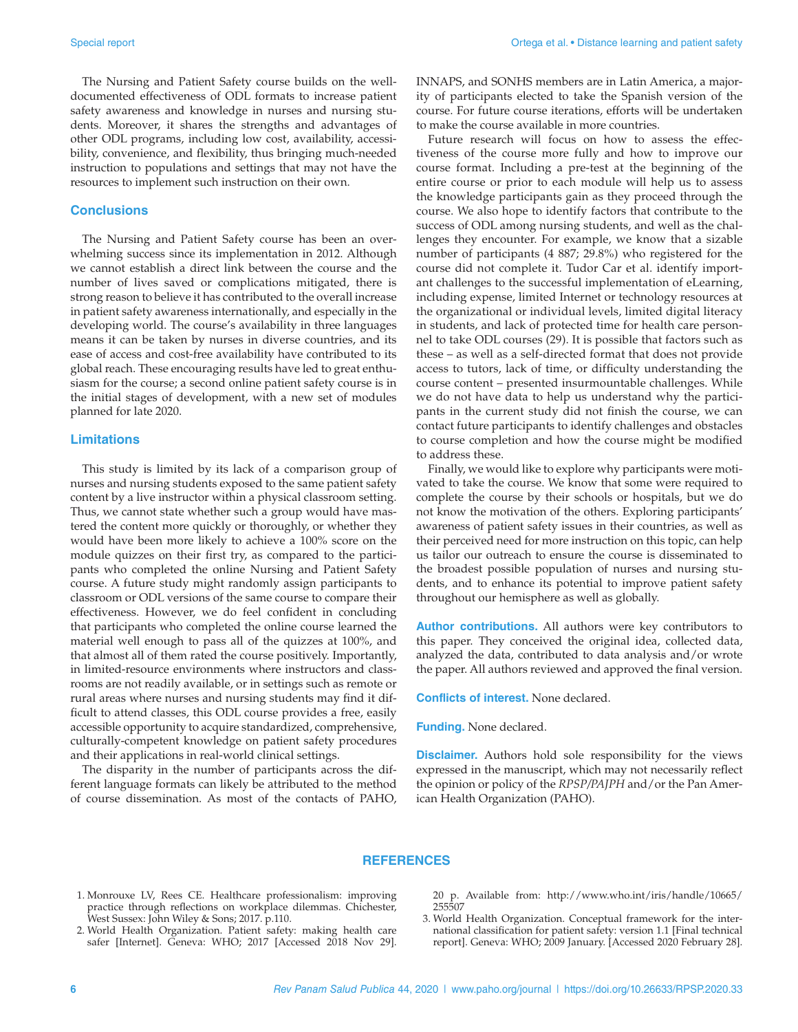The Nursing and Patient Safety course builds on the well-documented effectiveness of ODL formats to increase patient safety awareness and knowledge in nurses and nursing students. Moreover, it shares the strengths and advantages of other ODL programs, including low cost, availability, accessibility, convenience, and flexibility, thus bringing much-needed instruction to populations and settings that may not have the resources to implement such instruction on their own.

## Conclusions

The Nursing and Patient Safety course has been an overwhelming success since its implementation in 2012. Although we cannot establish a direct link between the course and the number of lives saved or complications mitigated, there is strong reason to believe it has contributed to the overall increase in patient safety awareness internationally, and especially in the developing world. The course's availability in three languages means it can be taken by nurses in diverse countries, and its ease of access and cost-free availability have contributed to its global reach. These encouraging results have led to great enthusiasm for the course; a second online patient safety course is in the initial stages of development, with a new set of modules planned for late 2020.

## Limitations

This study is limited by its lack of a comparison group of nurses and nursing students exposed to the same patient safety content by a live instructor within a physical classroom setting. Thus, we cannot state whether such a group would have mastered the content more quickly or thoroughly, or whether they would have been more likely to achieve a 100% score on the module quizzes on their first try, as compared to the participants who completed the online Nursing and Patient Safety course. A future study might randomly assign participants to classroom or ODL versions of the same course to compare their effectiveness. However, we do feel confident in concluding that participants who completed the online course learned the material well enough to pass all of the quizzes at 100%, and that almost all of them rated the course positively. Importantly, in limited-resource environments where instructors and classrooms are not readily available, or in settings such as remote or rural areas where nurses and nursing students may find it difficult to attend classes, this ODL course provides a free, easily accessible opportunity to acquire standardized, comprehensive, culturally-competent knowledge on patient safety procedures and their applications in real-world clinical settings.

The disparity in the number of participants across the different language formats can likely be attributed to the method of course dissemination. As most of the contacts of PAHO, INNAPS, and SONHS members are in Latin America, a majority of participants elected to take the Spanish version of the course. For future course iterations, efforts will be undertaken to make the course available in more countries.

Future research will focus on how to assess the effectiveness of the course more fully and how to improve our course format. Including a pre-test at the beginning of the entire course or prior to each module will help us to assess the knowledge participants gain as they proceed through the course. We also hope to identify factors that contribute to the success of ODL among nursing students, and well as the challenges they encounter. For example, we know that a sizable number of participants (4 887; 29.8%) who registered for the course did not complete it. Tudor Car et al. identify important challenges to the successful implementation of eLearning, including expense, limited Internet or technology resources at the organizational or individual levels, limited digital literacy in students, and lack of protected time for health care personnel to take ODL courses (29). It is possible that factors such as these – as well as a self-directed format that does not provide access to tutors, lack of time, or difficulty understanding the course content – presented insurmountable challenges. While we do not have data to help us understand why the participants in the current study did not finish the course, we can contact future participants to identify challenges and obstacles to course completion and how the course might be modified to address these.

Finally, we would like to explore why participants were motivated to take the course. We know that some were required to complete the course by their schools or hospitals, but we do not know the motivation of the others. Exploring participants' awareness of patient safety issues in their countries, as well as their perceived need for more instruction on this topic, can help us tailor our outreach to ensure the course is disseminated to the broadest possible population of nurses and nursing students, and to enhance its potential to improve patient safety throughout our hemisphere as well as globally.

**Author contributions.** All authors were key contributors to this paper. They conceived the original idea, collected data, analyzed the data, contributed to data analysis and/or wrote the paper. All authors reviewed and approved the final version.

**Conflicts of interest.** None declared.

**Funding.** None declared.

**Disclaimer.** Authors hold sole responsibility for the views expressed in the manuscript, which may not necessarily reflect the opinion or policy of the *RPSP/PAJPH* and/or the Pan American Health Organization (PAHO).

## REFERENCES

1. Monrouxe LV, Rees CE. Healthcare professionalism: improving practice through reflections on workplace dilemmas. Chichester, West Sussex: John Wiley & Sons; 2017. p.110.
2. World Health Organization. Patient safety: making health care safer [Internet]. Geneva: WHO; 2017 [Accessed 2018 Nov 29]. 20 p. Available from: http://www.who.int/iris/handle/10665/255507
3. World Health Organization. Conceptual framework for the international classification for patient safety: version 1.1 [Final technical report]. Geneva: WHO; 2009 January. [Accessed 2020 February 28].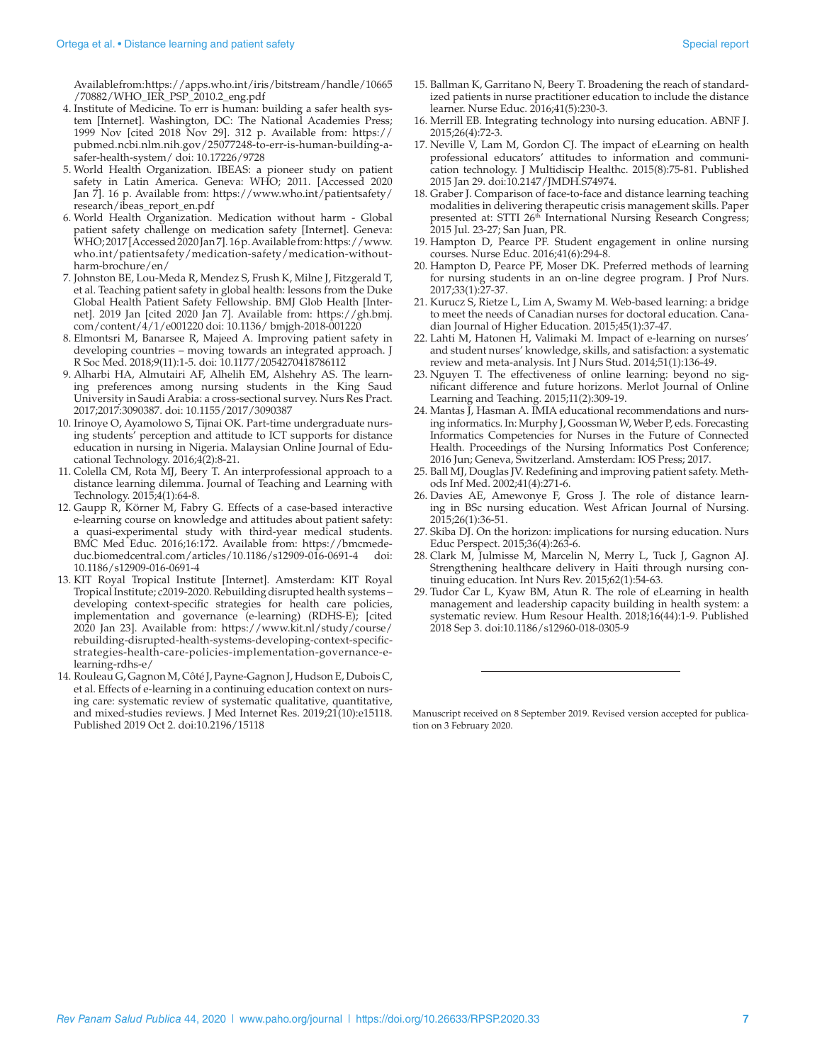Availablefrom:https://apps.who.int/iris/bitstream/handle/10665/70882/WHO_IER_PSP_2010.2_eng.pdf

4. Institute of Medicine. To err is human: building a safer health system [Internet]. Washington, DC: The National Academies Press; 1999 Nov [cited 2018 Nov 29]. 312 p. Available from: https://pubmed.ncbi.nlm.nih.gov/25077248-to-err-is-human-building-a-safer-health-system/ doi: 10.17226/9728
5. World Health Organization. IBEAS: a pioneer study on patient safety in Latin America. Geneva: WHO; 2011. [Accessed 2020 Jan 7]. 16 p. Available from: https://www.who.int/patientsafety/research/ibeas_report_en.pdf
6. World Health Organization. Medication without harm - Global patient safety challenge on medication safety [Internet]. Geneva: WHO; 2017 [Accessed 2020 Jan 7]. 16 p. Available from: https://www.who.int/patientsafety/medication-safety/medication-without-harm-brochure/en/
7. Johnston BE, Lou-Meda R, Mendez S, Frush K, Milne J, Fitzgerald T, et al. Teaching patient safety in global health: lessons from the Duke Global Health Patient Safety Fellowship. BMJ Glob Health [Internet]. 2019 Jan [cited 2020 Jan 7]. Available from: https://gh.bmj.com/content/4/1/e001220 doi: 10.1136/ bmjgh-2018-001220
8. Elmontsri M, Banarsee R, Majeed A. Improving patient safety in developing countries – moving towards an integrated approach. J R Soc Med. 2018;9(11):1-5. doi: 10.1177/2054270418786112
9. Alharbi HA, Almutairi AF, Alhelih EM, Alshehry AS. The learning preferences among nursing students in the King Saud University in Saudi Arabia: a cross-sectional survey. Nurs Res Pract. 2017;2017:3090387. doi: 10.1155/2017/3090387
10. Irinoye O, Ayamolowo S, Tijnai OK. Part-time undergraduate nursing students' perception and attitude to ICT supports for distance education in nursing in Nigeria. Malaysian Online Journal of Educational Technology. 2016;4(2):8-21.
11. Colella CM, Rota MJ, Beery T. An interprofessional approach to a distance learning dilemma. Journal of Teaching and Learning with Technology. 2015;4(1):64-8.
12. Gaupp R, Körner M, Fabry G. Effects of a case-based interactive e-learning course on knowledge and attitudes about patient safety: a quasi-experimental study with third-year medical students. BMC Med Educ. 2016;16:172. Available from: https://bmcmededuc.biomedcentral.com/articles/10.1186/s12909-016-0691-4 doi: 10.1186/s12909-016-0691-4
13. KIT Royal Tropical Institute [Internet]. Amsterdam: KIT Royal Tropical Institute; c2019-2020. Rebuilding disrupted health systems – developing context-specific strategies for health care policies, implementation and governance (e-learning) (RDHS-E); [cited 2020 Jan 23]. Available from: https://www.kit.nl/study/course/rebuilding-disrupted-health-systems-developing-context-specific-strategies-health-care-policies-implementation-governance-e-learning-rdhs-e/
14. Rouleau G, Gagnon M, Côté J, Payne-Gagnon J, Hudson E, Dubois C, et al. Effects of e-learning in a continuing education context on nursing care: systematic review of systematic qualitative, quantitative, and mixed-studies reviews. J Med Internet Res. 2019;21(10):e15118. Published 2019 Oct 2. doi:10.2196/15118
15. Ballman K, Garritano N, Beery T. Broadening the reach of standardized patients in nurse practitioner education to include the distance learner. Nurse Educ. 2016;41(5):230-3.
16. Merrill EB. Integrating technology into nursing education. ABNF J. 2015;26(4):72-3.
17. Neville V, Lam M, Gordon CJ. The impact of eLearning on health professional educators' attitudes to information and communication technology. J Multidiscip Healthc. 2015(8):75-81. Published 2015 Jan 29. doi:10.2147/JMDH.S74974.
18. Graber J. Comparison of face-to-face and distance learning teaching modalities in delivering therapeutic crisis management skills. Paper presented at: STTI 26th International Nursing Research Congress; 2015 Jul. 23-27; San Juan, PR.
19. Hampton D, Pearce PF. Student engagement in online nursing courses. Nurse Educ. 2016;41(6):294-8.
20. Hampton D, Pearce PF, Moser DK. Preferred methods of learning for nursing students in an on-line degree program. J Prof Nurs. 2017;33(1):27-37.
21. Kurucz S, Rietze L, Lim A, Swamy M. Web-based learning: a bridge to meet the needs of Canadian nurses for doctoral education. Canadian Journal of Higher Education. 2015;45(1):37-47.
22. Lahti M, Hatonen H, Valimaki M. Impact of e-learning on nurses' and student nurses' knowledge, skills, and satisfaction: a systematic review and meta-analysis. Int J Nurs Stud. 2014;51(1):136-49.
23. Nguyen T. The effectiveness of online learning: beyond no significant difference and future horizons. Merlot Journal of Online Learning and Teaching. 2015;11(2):309-19.
24. Mantas J, Hasman A. IMIA educational recommendations and nursing informatics. In: Murphy J, Goossman W, Weber P, eds. Forecasting Informatics Competencies for Nurses in the Future of Connected Health. Proceedings of the Nursing Informatics Post Conference; 2016 Jun; Geneva, Switzerland. Amsterdam: IOS Press; 2017.
25. Ball MJ, Douglas JV. Redefining and improving patient safety. Methods Inf Med. 2002;41(4):271-6.
26. Davies AE, Amewonye F, Gross J. The role of distance learning in BSc nursing education. West African Journal of Nursing. 2015;26(1):36-51.
27. Skiba DJ. On the horizon: implications for nursing education. Nurs Educ Perspect. 2015;36(4):263-6.
28. Clark M, Julmisse M, Marcelin N, Merry L, Tuck J, Gagnon AJ. Strengthening healthcare delivery in Haiti through nursing continuing education. Int Nurs Rev. 2015;62(1):54-63.
29. Tudor Car L, Kyaw BM, Atun R. The role of eLearning in health management and leadership capacity building in health system: a systematic review. Hum Resour Health. 2018;16(44):1-9. Published 2018 Sep 3. doi:10.1186/s12960-018-0305-9

---

Manuscript received on 8 September 2019. Revised version accepted for publication on 3 February 2020.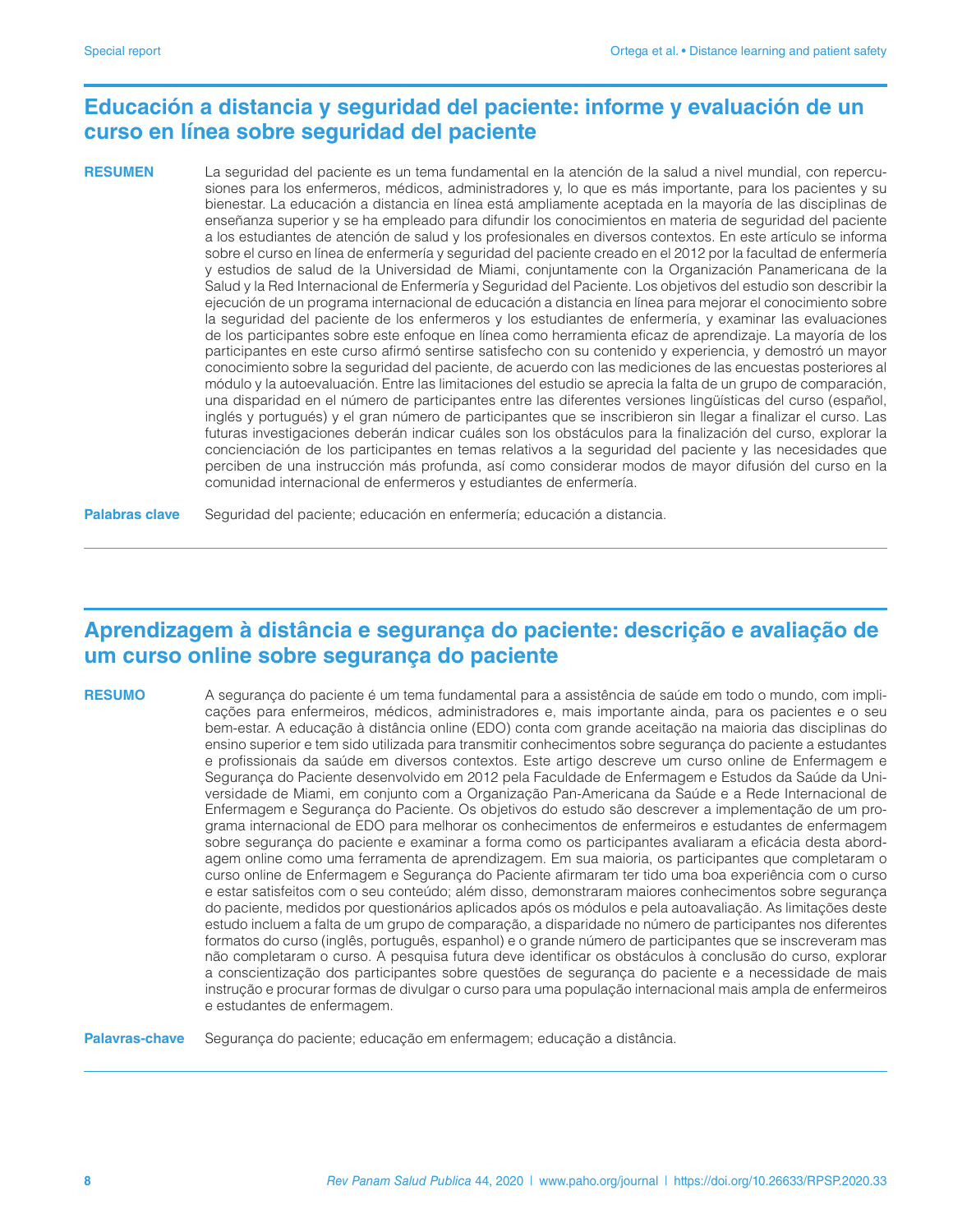## Educación a distancia y seguridad del paciente: informe y evaluación de un curso en línea sobre seguridad del paciente

**RESUMEN**

La seguridad del paciente es un tema fundamental en la atención de la salud a nivel mundial, con repercusiones para los enfermeros, médicos, administradores y, lo que es más importante, para los pacientes y su bienestar. La educación a distancia en línea está ampliamente aceptada en la mayoría de las disciplinas de enseñanza superior y se ha empleado para difundir los conocimientos en materia de seguridad del paciente a los estudiantes de atención de salud y los profesionales en diversos contextos. En este artículo se informa sobre el curso en línea de enfermería y seguridad del paciente creado en el 2012 por la facultad de enfermería y estudios de salud de la Universidad de Miami, conjuntamente con la Organización Panamericana de la Salud y la Red Internacional de Enfermería y Seguridad del Paciente. Los objetivos del estudio son describir la ejecución de un programa internacional de educación a distancia en línea para mejorar el conocimiento sobre la seguridad del paciente de los enfermeros y los estudiantes de enfermería, y examinar las evaluaciones de los participantes sobre este enfoque en línea como herramienta eficaz de aprendizaje. La mayoría de los participantes en este curso afirmó sentirse satisfecho con su contenido y experiencia, y demostró un mayor conocimiento sobre la seguridad del paciente, de acuerdo con las mediciones de las encuestas posteriores al módulo y la autoevaluación. Entre las limitaciones del estudio se aprecia la falta de un grupo de comparación, una disparidad en el número de participantes entre las diferentes versiones lingüísticas del curso (español, inglés y portugués) y el gran número de participantes que se inscribieron sin llegar a finalizar el curso. Las futuras investigaciones deberán indicar cuáles son los obstáculos para la finalización del curso, explorar la concienciación de los participantes en temas relativos a la seguridad del paciente y las necesidades que perciben de una instrucción más profunda, así como considerar modos de mayor difusión del curso en la comunidad internacional de enfermeros y estudiantes de enfermería.

**Palabras clave** Seguridad del paciente; educación en enfermería; educación a distancia.

## Aprendizagem à distância e segurança do paciente: descrição e avaliação de um curso online sobre segurança do paciente

**RESUMO**

A segurança do paciente é um tema fundamental para a assistência de saúde em todo o mundo, com implicações para enfermeiros, médicos, administradores e, mais importante ainda, para os pacientes e o seu bem-estar. A educação à distância online (EDO) conta com grande aceitação na maioria das disciplinas do ensino superior e tem sido utilizada para transmitir conhecimentos sobre segurança do paciente a estudantes e profissionais da saúde em diversos contextos. Este artigo descreve um curso online de Enfermagem e Segurança do Paciente desenvolvido em 2012 pela Faculdade de Enfermagem e Estudos da Saúde da Universidade de Miami, em conjunto com a Organização Pan-Americana da Saúde e a Rede Internacional de Enfermagem e Segurança do Paciente. Os objetivos do estudo são descrever a implementação de um programa internacional de EDO para melhorar os conhecimentos de enfermeiros e estudantes de enfermagem sobre segurança do paciente e examinar a forma como os participantes avaliaram a eficácia desta abordagem online como uma ferramenta de aprendizagem. Em sua maioria, os participantes que completaram o curso online de Enfermagem e Segurança do Paciente afirmaram ter tido uma boa experiência com o curso e estar satisfeitos com o seu conteúdo; além disso, demonstraram maiores conhecimentos sobre segurança do paciente, medidos por questionários aplicados após os módulos e pela autoavaliação. As limitações deste estudo incluem a falta de um grupo de comparação, a disparidade no número de participantes nos diferentes formatos do curso (inglês, português, espanhol) e o grande número de participantes que se inscreveram mas não completaram o curso. A pesquisa futura deve identificar os obstáculos à conclusão do curso, explorar a conscientização dos participantes sobre questões de segurança do paciente e a necessidade de mais instrução e procurar formas de divulgar o curso para uma população internacional mais ampla de enfermeiros e estudantes de enfermagem.

**Palavras-chave** Segurança do paciente; educação em enfermagem; educação a distância.